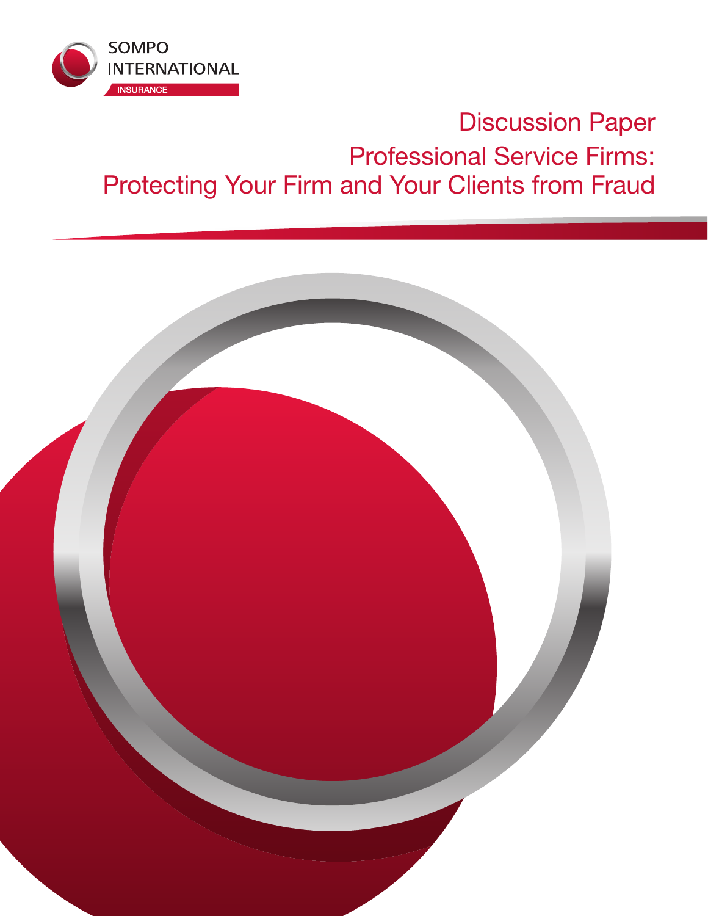SOMPO INTERNATIONAL

INSURANCE

# Discussion Paper

## Professional Service Firms: Protecting Your Firm and Your Clients from Fraud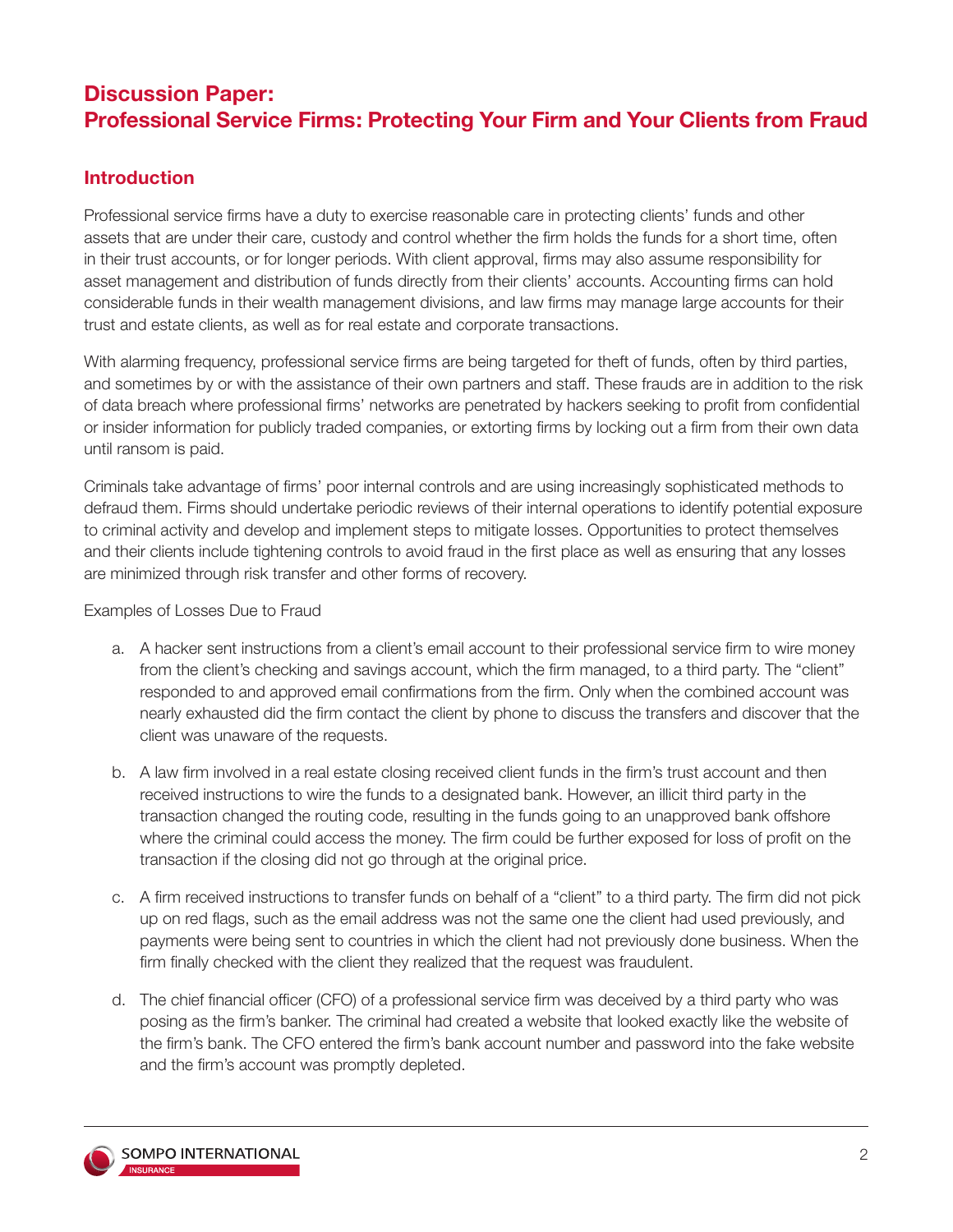# Discussion Paper: Professional Service Firms: Protecting Your Firm and Your Clients from Fraud

## Introduction

Professional service firms have a duty to exercise reasonable care in protecting clients' funds and other assets that are under their care, custody and control whether the firm holds the funds for a short time, often in their trust accounts, or for longer periods. With client approval, firms may also assume responsibility for asset management and distribution of funds directly from their clients' accounts. Accounting firms can hold considerable funds in their wealth management divisions, and law firms may manage large accounts for their trust and estate clients, as well as for real estate and corporate transactions.

With alarming frequency, professional service firms are being targeted for theft of funds, often by third parties, and sometimes by or with the assistance of their own partners and staff. These frauds are in addition to the risk of data breach where professional firms' networks are penetrated by hackers seeking to profit from confidential or insider information for publicly traded companies, or extorting firms by locking out a firm from their own data until ransom is paid.

Criminals take advantage of firms' poor internal controls and are using increasingly sophisticated methods to defraud them. Firms should undertake periodic reviews of their internal operations to identify potential exposure to criminal activity and develop and implement steps to mitigate losses. Opportunities to protect themselves and their clients include tightening controls to avoid fraud in the first place as well as ensuring that any losses are minimized through risk transfer and other forms of recovery.

Examples of Losses Due to Fraud

a. A hacker sent instructions from a client's email account to their professional service firm to wire money from the client's checking and savings account, which the firm managed, to a third party. The "client" responded to and approved email confirmations from the firm. Only when the combined account was nearly exhausted did the firm contact the client by phone to discuss the transfers and discover that the client was unaware of the requests.

b. A law firm involved in a real estate closing received client funds in the firm's trust account and then received instructions to wire the funds to a designated bank. However, an illicit third party in the transaction changed the routing code, resulting in the funds going to an unapproved bank offshore where the criminal could access the money. The firm could be further exposed for loss of profit on the transaction if the closing did not go through at the original price.

c. A firm received instructions to transfer funds on behalf of a "client" to a third party. The firm did not pick up on red flags, such as the email address was not the same one the client had used previously, and payments were being sent to countries in which the client had not previously done business. When the firm finally checked with the client they realized that the request was fraudulent.

d. The chief financial officer (CFO) of a professional service firm was deceived by a third party who was posing as the firm's banker. The criminal had created a website that looked exactly like the website of the firm's bank. The CFO entered the firm's bank account number and password into the fake website and the firm's account was promptly depleted.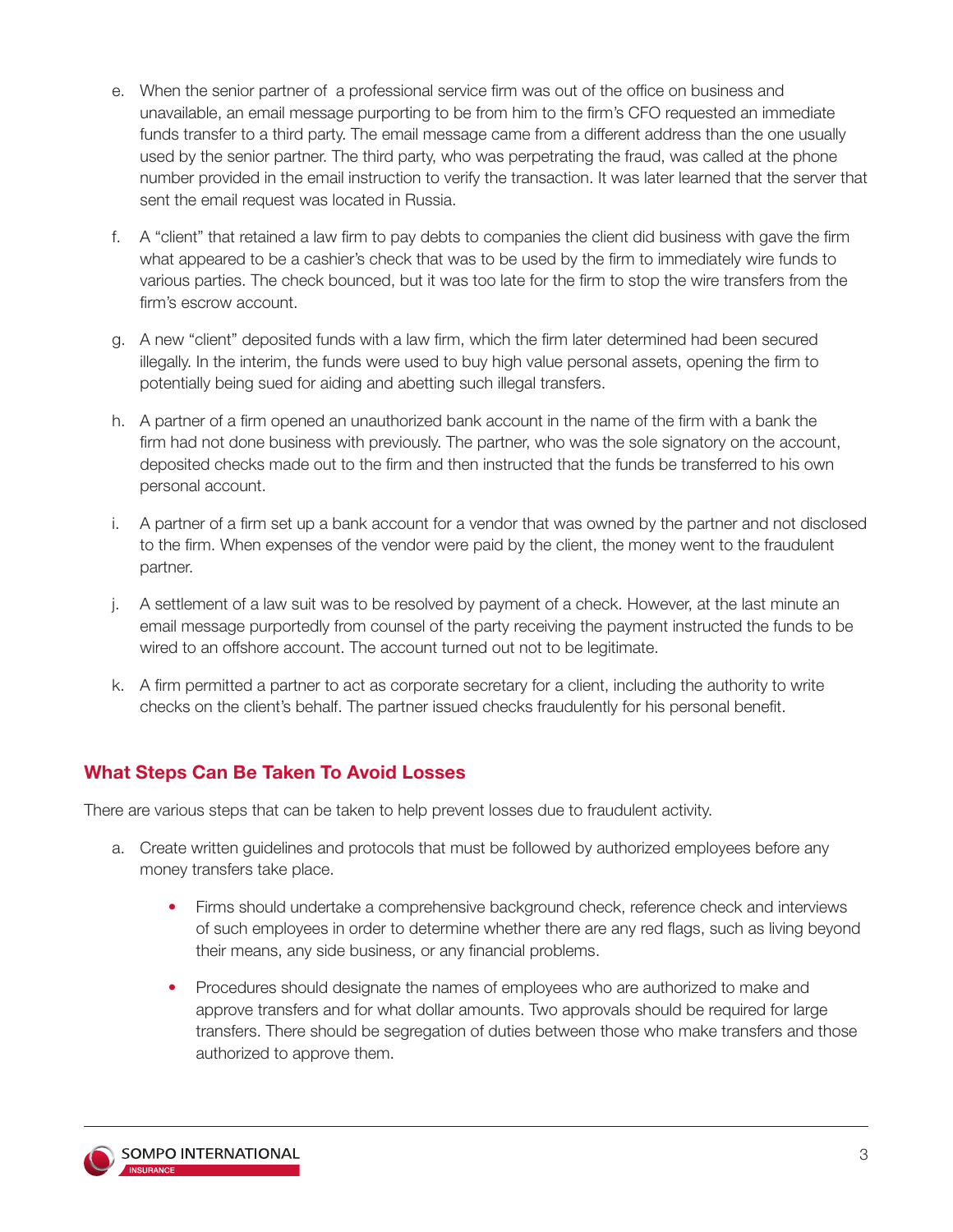e. When the senior partner of a professional service firm was out of the office on business and unavailable, an email message purporting to be from him to the firm's CFO requested an immediate funds transfer to a third party. The email message came from a different address than the one usually used by the senior partner. The third party, who was perpetrating the fraud, was called at the phone number provided in the email instruction to verify the transaction. It was later learned that the server that sent the email request was located in Russia.

f. A "client" that retained a law firm to pay debts to companies the client did business with gave the firm what appeared to be a cashier's check that was to be used by the firm to immediately wire funds to various parties. The check bounced, but it was too late for the firm to stop the wire transfers from the firm's escrow account.

g. A new "client" deposited funds with a law firm, which the firm later determined had been secured illegally. In the interim, the funds were used to buy high value personal assets, opening the firm to potentially being sued for aiding and abetting such illegal transfers.

h. A partner of a firm opened an unauthorized bank account in the name of the firm with a bank the firm had not done business with previously. The partner, who was the sole signatory on the account, deposited checks made out to the firm and then instructed that the funds be transferred to his own personal account.

i. A partner of a firm set up a bank account for a vendor that was owned by the partner and not disclosed to the firm. When expenses of the vendor were paid by the client, the money went to the fraudulent partner.

j. A settlement of a law suit was to be resolved by payment of a check. However, at the last minute an email message purportedly from counsel of the party receiving the payment instructed the funds to be wired to an offshore account. The account turned out not to be legitimate.

k. A firm permitted a partner to act as corporate secretary for a client, including the authority to write checks on the client's behalf. The partner issued checks fraudulently for his personal benefit.

## What Steps Can Be Taken To Avoid Losses

There are various steps that can be taken to help prevent losses due to fraudulent activity.

a. Create written guidelines and protocols that must be followed by authorized employees before any money transfers take place.

- Firms should undertake a comprehensive background check, reference check and interviews of such employees in order to determine whether there are any red flags, such as living beyond their means, any side business, or any financial problems.
- Procedures should designate the names of employees who are authorized to make and approve transfers and for what dollar amounts. Two approvals should be required for large transfers. There should be segregation of duties between those who make transfers and those authorized to approve them.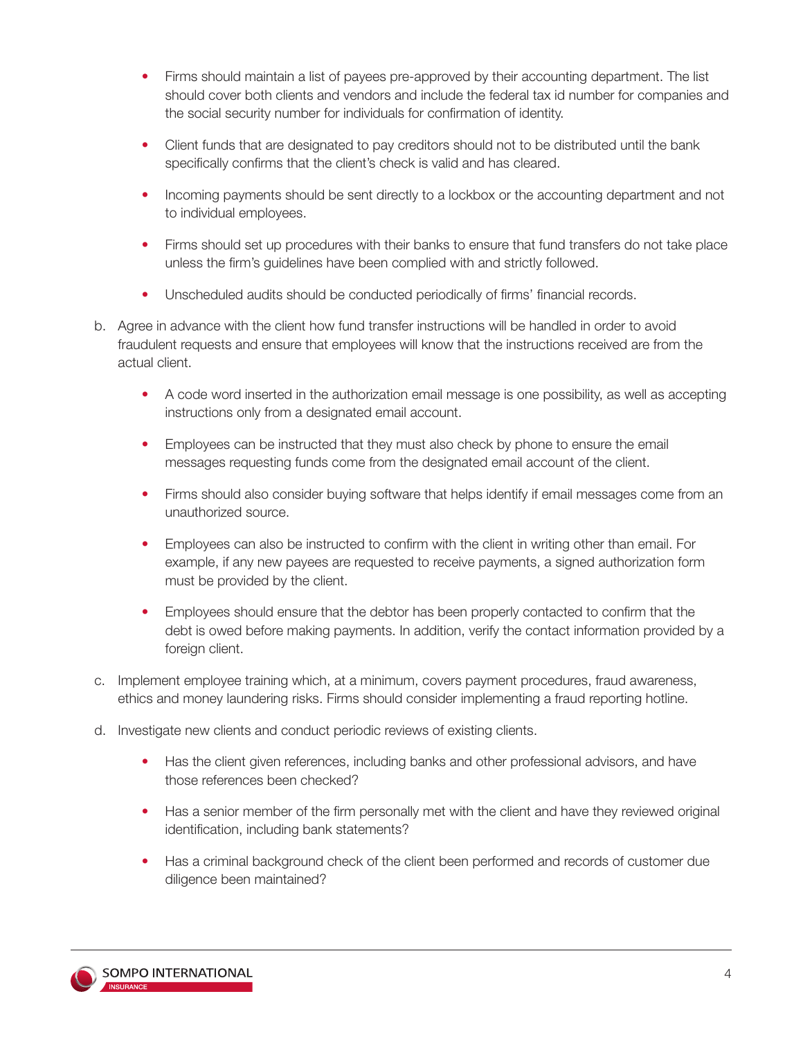- Firms should maintain a list of payees pre-approved by their accounting department. The list should cover both clients and vendors and include the federal tax id number for companies and the social security number for individuals for confirmation of identity.
- Client funds that are designated to pay creditors should not to be distributed until the bank specifically confirms that the client's check is valid and has cleared.
- Incoming payments should be sent directly to a lockbox or the accounting department and not to individual employees.
- Firms should set up procedures with their banks to ensure that fund transfers do not take place unless the firm's guidelines have been complied with and strictly followed.
- Unscheduled audits should be conducted periodically of firms' financial records.

b. Agree in advance with the client how fund transfer instructions will be handled in order to avoid fraudulent requests and ensure that employees will know that the instructions received are from the actual client.

- A code word inserted in the authorization email message is one possibility, as well as accepting instructions only from a designated email account.
- Employees can be instructed that they must also check by phone to ensure the email messages requesting funds come from the designated email account of the client.
- Firms should also consider buying software that helps identify if email messages come from an unauthorized source.
- Employees can also be instructed to confirm with the client in writing other than email. For example, if any new payees are requested to receive payments, a signed authorization form must be provided by the client.
- Employees should ensure that the debtor has been properly contacted to confirm that the debt is owed before making payments. In addition, verify the contact information provided by a foreign client.

c. Implement employee training which, at a minimum, covers payment procedures, fraud awareness, ethics and money laundering risks. Firms should consider implementing a fraud reporting hotline.

d. Investigate new clients and conduct periodic reviews of existing clients.

- Has the client given references, including banks and other professional advisors, and have those references been checked?
- Has a senior member of the firm personally met with the client and have they reviewed original identification, including bank statements?
- Has a criminal background check of the client been performed and records of customer due diligence been maintained?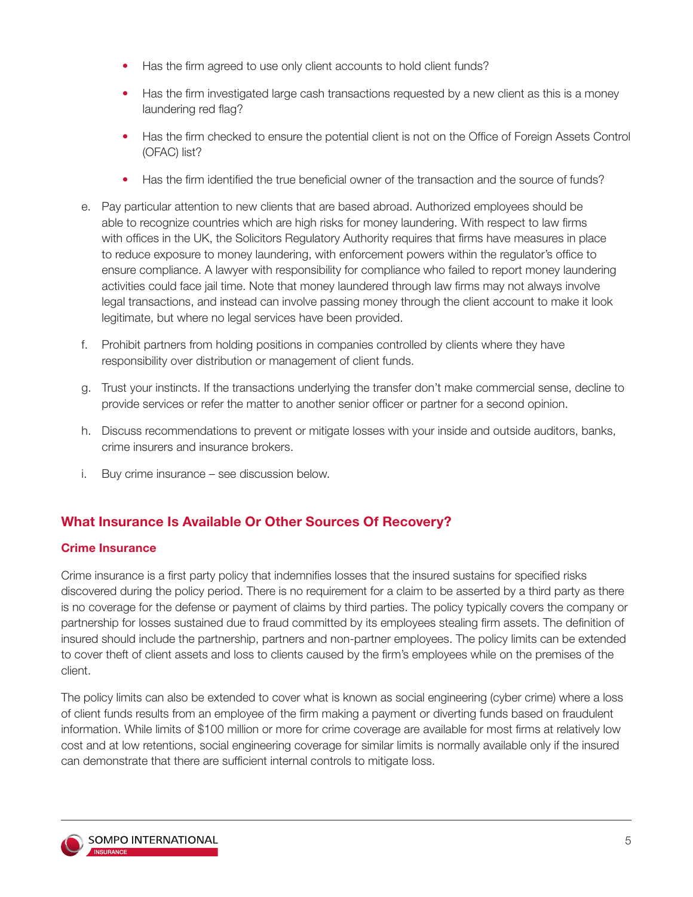- Has the firm agreed to use only client accounts to hold client funds?
- Has the firm investigated large cash transactions requested by a new client as this is a money laundering red flag?
- Has the firm checked to ensure the potential client is not on the Office of Foreign Assets Control (OFAC) list?
- Has the firm identified the true beneficial owner of the transaction and the source of funds?

e. Pay particular attention to new clients that are based abroad. Authorized employees should be able to recognize countries which are high risks for money laundering. With respect to law firms with offices in the UK, the Solicitors Regulatory Authority requires that firms have measures in place to reduce exposure to money laundering, with enforcement powers within the regulator's office to ensure compliance. A lawyer with responsibility for compliance who failed to report money laundering activities could face jail time. Note that money laundered through law firms may not always involve legal transactions, and instead can involve passing money through the client account to make it look legitimate, but where no legal services have been provided.

f. Prohibit partners from holding positions in companies controlled by clients where they have responsibility over distribution or management of client funds.

g. Trust your instincts. If the transactions underlying the transfer don't make commercial sense, decline to provide services or refer the matter to another senior officer or partner for a second opinion.

h. Discuss recommendations to prevent or mitigate losses with your inside and outside auditors, banks, crime insurers and insurance brokers.

i. Buy crime insurance – see discussion below.

## What Insurance Is Available Or Other Sources Of Recovery?

### Crime Insurance

Crime insurance is a first party policy that indemnifies losses that the insured sustains for specified risks discovered during the policy period. There is no requirement for a claim to be asserted by a third party as there is no coverage for the defense or payment of claims by third parties. The policy typically covers the company or partnership for losses sustained due to fraud committed by its employees stealing firm assets. The definition of insured should include the partnership, partners and non-partner employees. The policy limits can be extended to cover theft of client assets and loss to clients caused by the firm's employees while on the premises of the client.

The policy limits can also be extended to cover what is known as social engineering (cyber crime) where a loss of client funds results from an employee of the firm making a payment or diverting funds based on fraudulent information. While limits of $100 million or more for crime coverage are available for most firms at relatively low cost and at low retentions, social engineering coverage for similar limits is normally available only if the insured can demonstrate that there are sufficient internal controls to mitigate loss.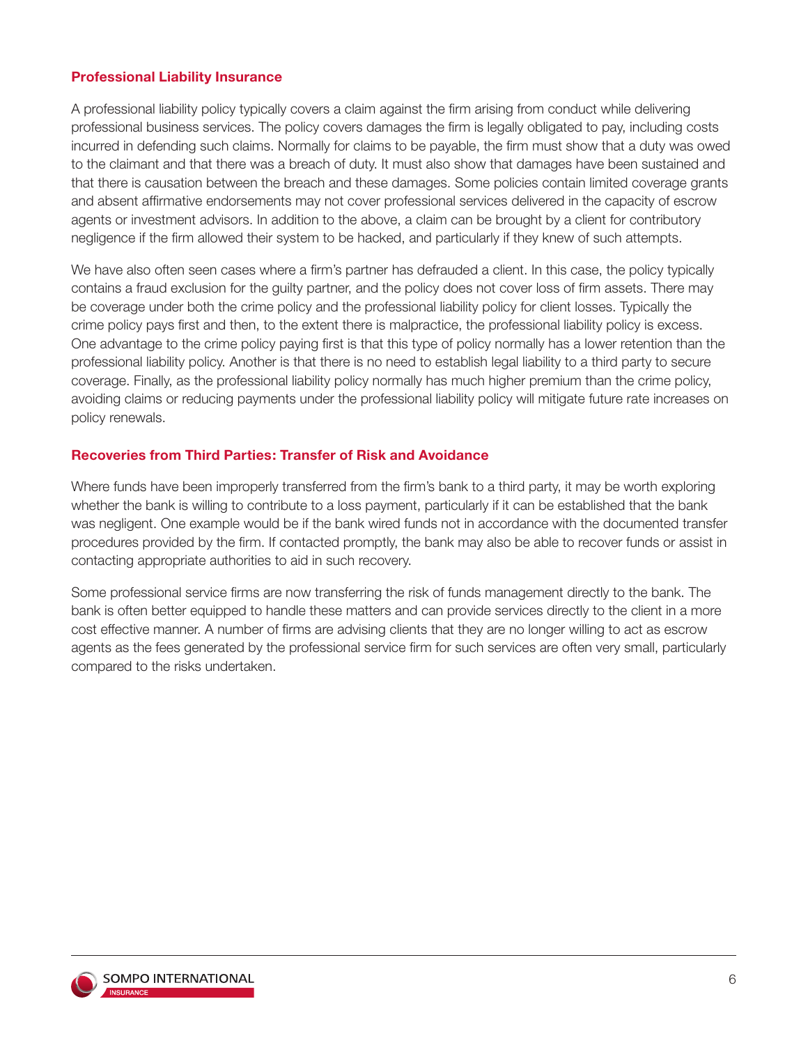### Professional Liability Insurance

A professional liability policy typically covers a claim against the firm arising from conduct while delivering professional business services. The policy covers damages the firm is legally obligated to pay, including costs incurred in defending such claims. Normally for claims to be payable, the firm must show that a duty was owed to the claimant and that there was a breach of duty. It must also show that damages have been sustained and that there is causation between the breach and these damages. Some policies contain limited coverage grants and absent affirmative endorsements may not cover professional services delivered in the capacity of escrow agents or investment advisors. In addition to the above, a claim can be brought by a client for contributory negligence if the firm allowed their system to be hacked, and particularly if they knew of such attempts.

We have also often seen cases where a firm's partner has defrauded a client. In this case, the policy typically contains a fraud exclusion for the guilty partner, and the policy does not cover loss of firm assets. There may be coverage under both the crime policy and the professional liability policy for client losses. Typically the crime policy pays first and then, to the extent there is malpractice, the professional liability policy is excess. One advantage to the crime policy paying first is that this type of policy normally has a lower retention than the professional liability policy. Another is that there is no need to establish legal liability to a third party to secure coverage. Finally, as the professional liability policy normally has much higher premium than the crime policy, avoiding claims or reducing payments under the professional liability policy will mitigate future rate increases on policy renewals.

### Recoveries from Third Parties: Transfer of Risk and Avoidance

Where funds have been improperly transferred from the firm's bank to a third party, it may be worth exploring whether the bank is willing to contribute to a loss payment, particularly if it can be established that the bank was negligent. One example would be if the bank wired funds not in accordance with the documented transfer procedures provided by the firm. If contacted promptly, the bank may also be able to recover funds or assist in contacting appropriate authorities to aid in such recovery.

Some professional service firms are now transferring the risk of funds management directly to the bank. The bank is often better equipped to handle these matters and can provide services directly to the client in a more cost effective manner. A number of firms are advising clients that they are no longer willing to act as escrow agents as the fees generated by the professional service firm for such services are often very small, particularly compared to the risks undertaken.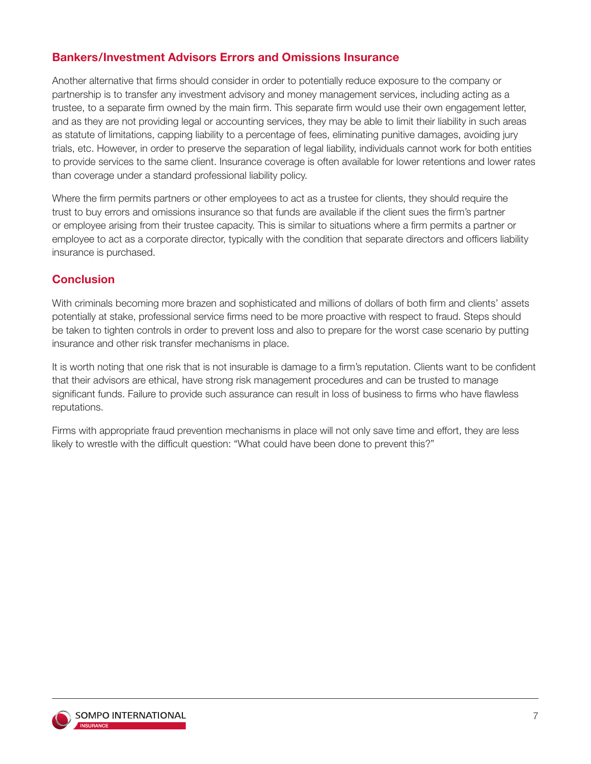## Bankers/Investment Advisors Errors and Omissions Insurance

Another alternative that firms should consider in order to potentially reduce exposure to the company or partnership is to transfer any investment advisory and money management services, including acting as a trustee, to a separate firm owned by the main firm. This separate firm would use their own engagement letter, and as they are not providing legal or accounting services, they may be able to limit their liability in such areas as statute of limitations, capping liability to a percentage of fees, eliminating punitive damages, avoiding jury trials, etc. However, in order to preserve the separation of legal liability, individuals cannot work for both entities to provide services to the same client. Insurance coverage is often available for lower retentions and lower rates than coverage under a standard professional liability policy.

Where the firm permits partners or other employees to act as a trustee for clients, they should require the trust to buy errors and omissions insurance so that funds are available if the client sues the firm's partner or employee arising from their trustee capacity. This is similar to situations where a firm permits a partner or employee to act as a corporate director, typically with the condition that separate directors and officers liability insurance is purchased.

## Conclusion

With criminals becoming more brazen and sophisticated and millions of dollars of both firm and clients' assets potentially at stake, professional service firms need to be more proactive with respect to fraud. Steps should be taken to tighten controls in order to prevent loss and also to prepare for the worst case scenario by putting insurance and other risk transfer mechanisms in place.

It is worth noting that one risk that is not insurable is damage to a firm's reputation. Clients want to be confident that their advisors are ethical, have strong risk management procedures and can be trusted to manage significant funds. Failure to provide such assurance can result in loss of business to firms who have flawless reputations.

Firms with appropriate fraud prevention mechanisms in place will not only save time and effort, they are less likely to wrestle with the difficult question: "What could have been done to prevent this?"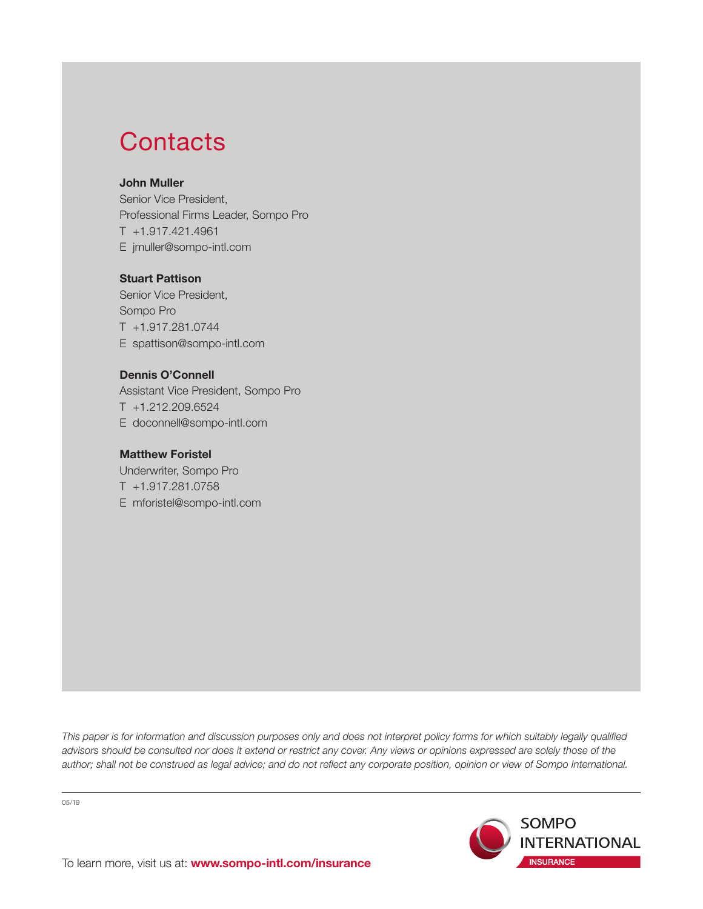# Contacts

**John Muller**
Senior Vice President,
Professional Firms Leader, Sompo Pro
T +1.917.421.4961
E jmuller@sompo-intl.com

**Stuart Pattison**
Senior Vice President,
Sompo Pro
T +1.917.281.0744
E spattison@sompo-intl.com

**Dennis O'Connell**
Assistant Vice President, Sompo Pro
T +1.212.209.6524
E doconnell@sompo-intl.com

**Matthew Foristel**
Underwriter, Sompo Pro
T +1.917.281.0758
E mforistel@sompo-intl.com

*This paper is for information and discussion purposes only and does not interpret policy forms for which suitably legally qualified advisors should be consulted nor does it extend or restrict any cover. Any views or opinions expressed are solely those of the author; shall not be construed as legal advice; and do not reflect any corporate position, opinion or view of Sompo International.*

05/19

To learn more, visit us at: **www.sompo-intl.com/insurance**

SOMPO INTERNATIONAL
INSURANCE